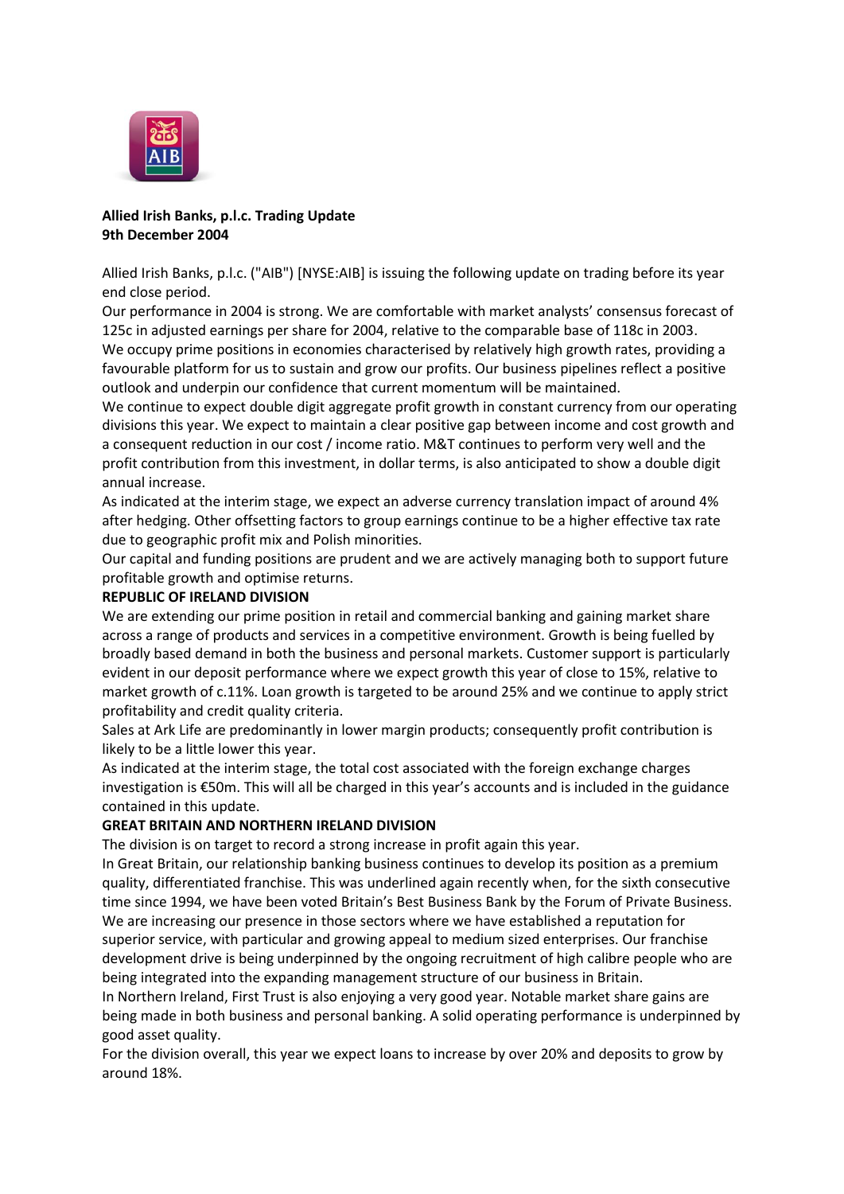**Allied Irish Banks, p.l.c. Trading Update**
**9th December 2004**

Allied Irish Banks, p.l.c. ("AIB") [NYSE:AIB] is issuing the following update on trading before its year end close period.

Our performance in 2004 is strong. We are comfortable with market analysts' consensus forecast of 125c in adjusted earnings per share for 2004, relative to the comparable base of 118c in 2003.

We occupy prime positions in economies characterised by relatively high growth rates, providing a favourable platform for us to sustain and grow our profits. Our business pipelines reflect a positive outlook and underpin our confidence that current momentum will be maintained.

We continue to expect double digit aggregate profit growth in constant currency from our operating divisions this year. We expect to maintain a clear positive gap between income and cost growth and a consequent reduction in our cost / income ratio. M&T continues to perform very well and the profit contribution from this investment, in dollar terms, is also anticipated to show a double digit annual increase.

As indicated at the interim stage, we expect an adverse currency translation impact of around 4% after hedging. Other offsetting factors to group earnings continue to be a higher effective tax rate due to geographic profit mix and Polish minorities.

Our capital and funding positions are prudent and we are actively managing both to support future profitable growth and optimise returns.

**REPUBLIC OF IRELAND DIVISION**

We are extending our prime position in retail and commercial banking and gaining market share across a range of products and services in a competitive environment. Growth is being fuelled by broadly based demand in both the business and personal markets. Customer support is particularly evident in our deposit performance where we expect growth this year of close to 15%, relative to market growth of c.11%. Loan growth is targeted to be around 25% and we continue to apply strict profitability and credit quality criteria.

Sales at Ark Life are predominantly in lower margin products; consequently profit contribution is likely to be a little lower this year.

As indicated at the interim stage, the total cost associated with the foreign exchange charges investigation is €50m. This will all be charged in this year's accounts and is included in the guidance contained in this update.

**GREAT BRITAIN AND NORTHERN IRELAND DIVISION**

The division is on target to record a strong increase in profit again this year.

In Great Britain, our relationship banking business continues to develop its position as a premium quality, differentiated franchise. This was underlined again recently when, for the sixth consecutive time since 1994, we have been voted Britain's Best Business Bank by the Forum of Private Business. We are increasing our presence in those sectors where we have established a reputation for superior service, with particular and growing appeal to medium sized enterprises. Our franchise development drive is being underpinned by the ongoing recruitment of high calibre people who are being integrated into the expanding management structure of our business in Britain.

In Northern Ireland, First Trust is also enjoying a very good year. Notable market share gains are being made in both business and personal banking. A solid operating performance is underpinned by good asset quality.

For the division overall, this year we expect loans to increase by over 20% and deposits to grow by around 18%.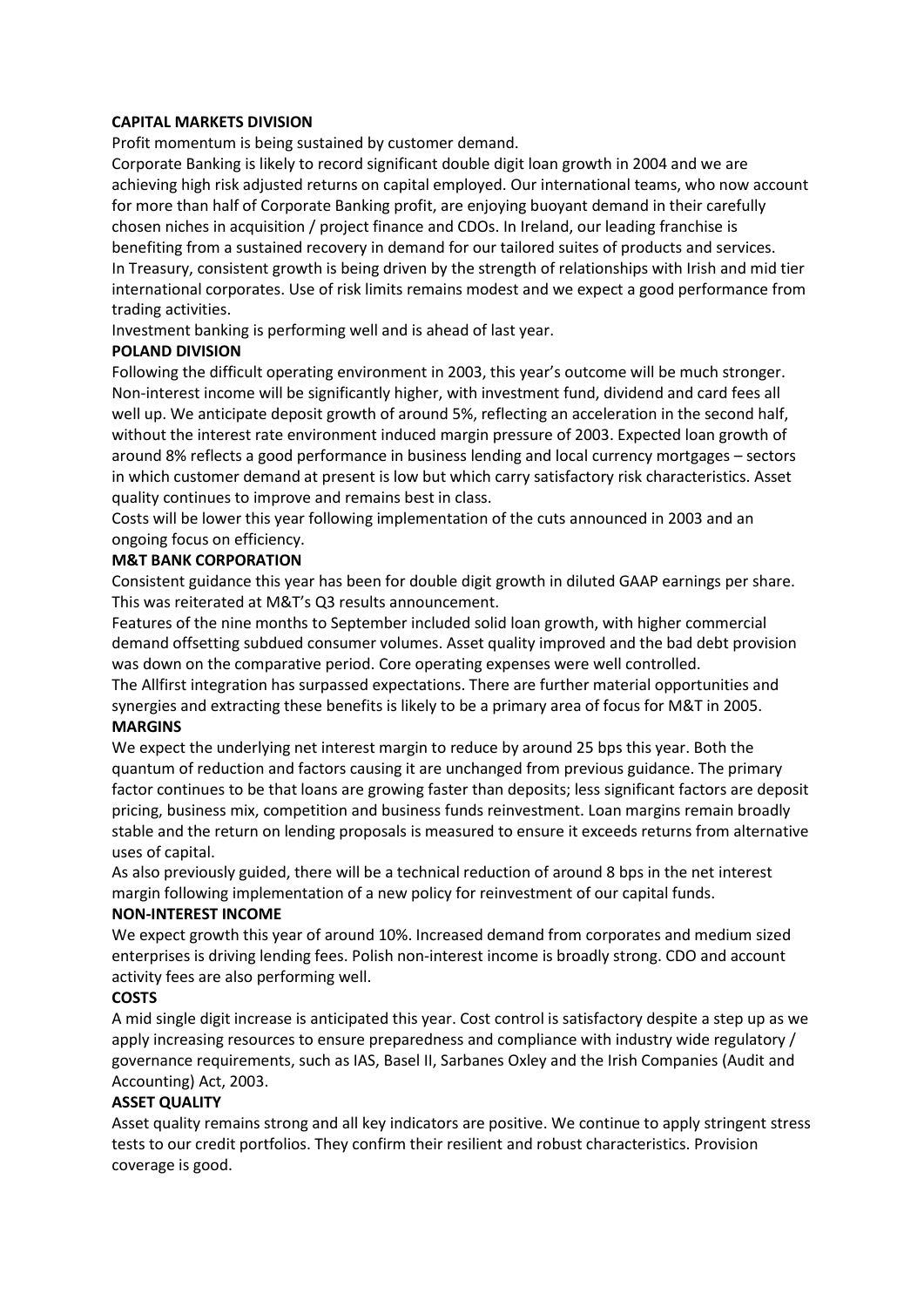## CAPITAL MARKETS DIVISION

Profit momentum is being sustained by customer demand.

Corporate Banking is likely to record significant double digit loan growth in 2004 and we are achieving high risk adjusted returns on capital employed. Our international teams, who now account for more than half of Corporate Banking profit, are enjoying buoyant demand in their carefully chosen niches in acquisition / project finance and CDOs. In Ireland, our leading franchise is benefiting from a sustained recovery in demand for our tailored suites of products and services.

In Treasury, consistent growth is being driven by the strength of relationships with Irish and mid tier international corporates. Use of risk limits remains modest and we expect a good performance from trading activities.

Investment banking is performing well and is ahead of last year.

## POLAND DIVISION

Following the difficult operating environment in 2003, this year's outcome will be much stronger. Non-interest income will be significantly higher, with investment fund, dividend and card fees all well up. We anticipate deposit growth of around 5%, reflecting an acceleration in the second half, without the interest rate environment induced margin pressure of 2003. Expected loan growth of around 8% reflects a good performance in business lending and local currency mortgages – sectors in which customer demand at present is low but which carry satisfactory risk characteristics. Asset quality continues to improve and remains best in class.

Costs will be lower this year following implementation of the cuts announced in 2003 and an ongoing focus on efficiency.

## M&T BANK CORPORATION

Consistent guidance this year has been for double digit growth in diluted GAAP earnings per share. This was reiterated at M&T's Q3 results announcement.

Features of the nine months to September included solid loan growth, with higher commercial demand offsetting subdued consumer volumes. Asset quality improved and the bad debt provision was down on the comparative period. Core operating expenses were well controlled.

The Allfirst integration has surpassed expectations. There are further material opportunities and synergies and extracting these benefits is likely to be a primary area of focus for M&T in 2005.

## MARGINS

We expect the underlying net interest margin to reduce by around 25 bps this year. Both the quantum of reduction and factors causing it are unchanged from previous guidance. The primary factor continues to be that loans are growing faster than deposits; less significant factors are deposit pricing, business mix, competition and business funds reinvestment. Loan margins remain broadly stable and the return on lending proposals is measured to ensure it exceeds returns from alternative uses of capital.

As also previously guided, there will be a technical reduction of around 8 bps in the net interest margin following implementation of a new policy for reinvestment of our capital funds.

## NON-INTEREST INCOME

We expect growth this year of around 10%. Increased demand from corporates and medium sized enterprises is driving lending fees. Polish non-interest income is broadly strong. CDO and account activity fees are also performing well.

## COSTS

A mid single digit increase is anticipated this year. Cost control is satisfactory despite a step up as we apply increasing resources to ensure preparedness and compliance with industry wide regulatory / governance requirements, such as IAS, Basel II, Sarbanes Oxley and the Irish Companies (Audit and Accounting) Act, 2003.

## ASSET QUALITY

Asset quality remains strong and all key indicators are positive. We continue to apply stringent stress tests to our credit portfolios. They confirm their resilient and robust characteristics. Provision coverage is good.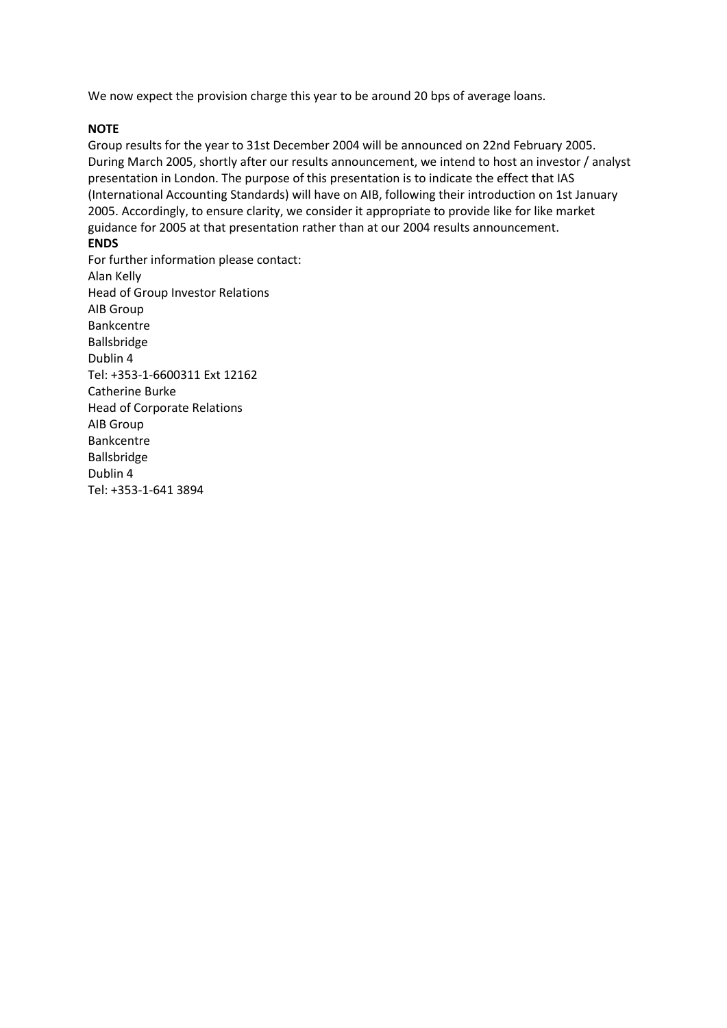We now expect the provision charge this year to be around 20 bps of average loans.

**NOTE**

Group results for the year to 31st December 2004 will be announced on 22nd February 2005. During March 2005, shortly after our results announcement, we intend to host an investor / analyst presentation in London. The purpose of this presentation is to indicate the effect that IAS (International Accounting Standards) will have on AIB, following their introduction on 1st January 2005. Accordingly, to ensure clarity, we consider it appropriate to provide like for like market guidance for 2005 at that presentation rather than at our 2004 results announcement.

**ENDS**

For further information please contact:
Alan Kelly
Head of Group Investor Relations
AIB Group
Bankcentre
Ballsbridge
Dublin 4
Tel: +353-1-6600311 Ext 12162
Catherine Burke
Head of Corporate Relations
AIB Group
Bankcentre
Ballsbridge
Dublin 4
Tel: +353-1-641 3894